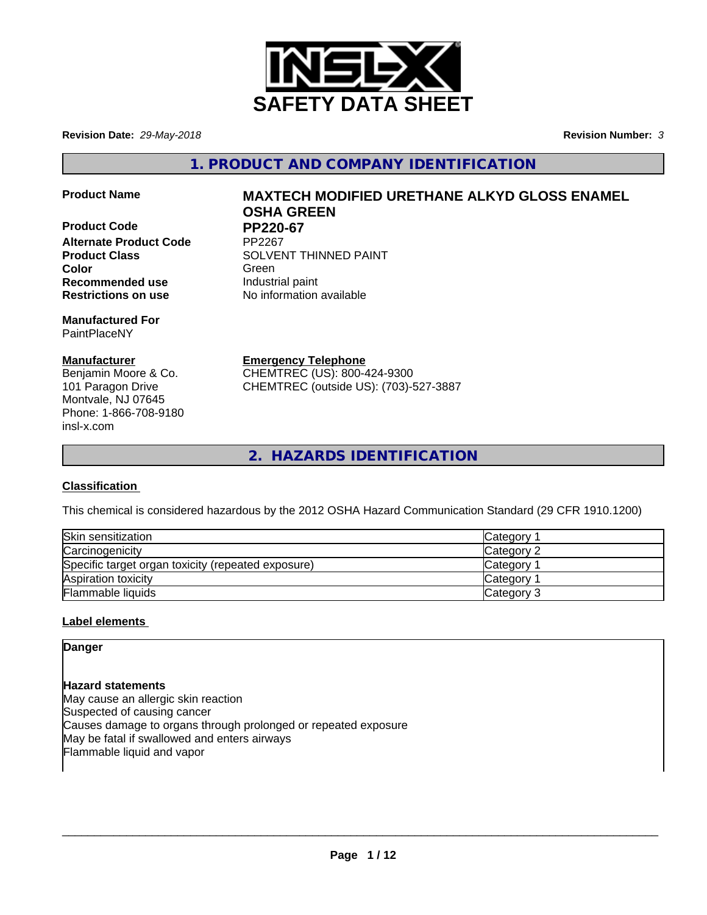# SAFETY DATA SHEET

**Revision Date:** *29-May-2018* **Revision Number:** *3*

## 1. PRODUCT AND COMPANY IDENTIFICATION

**Product Name** **MAXTECH MODIFIED URETHANE ALKYD GLOSS ENAMEL OSHA GREEN**

**Product Code** **PP220-67**

**Alternate Product Code** PP2267

**Product Class** SOLVENT THINNED PAINT

**Color** Green

**Recommended use** Industrial paint

**Restrictions on use** No information available

**Manufactured For**
PaintPlaceNY

**Manufacturer**
Benjamin Moore & Co.
101 Paragon Drive
Montvale, NJ 07645
Phone: 1-866-708-9180
insl-x.com

**Emergency Telephone**
CHEMTREC (US): 800-424-9300
CHEMTREC (outside US): (703)-527-3887

## 2. HAZARDS IDENTIFICATION

**Classification**

This chemical is considered hazardous by the 2012 OSHA Hazard Communication Standard (29 CFR 1910.1200)

| | |
|---|---|
| Skin sensitization | Category 1 |
| Carcinogenicity | Category 2 |
| Specific target organ toxicity (repeated exposure) | Category 1 |
| Aspiration toxicity | Category 1 |
| Flammable liquids | Category 3 |

**Label elements**

**Danger**

**Hazard statements**
May cause an allergic skin reaction
Suspected of causing cancer
Causes damage to organs through prolonged or repeated exposure
May be fatal if swallowed and enters airways
Flammable liquid and vapor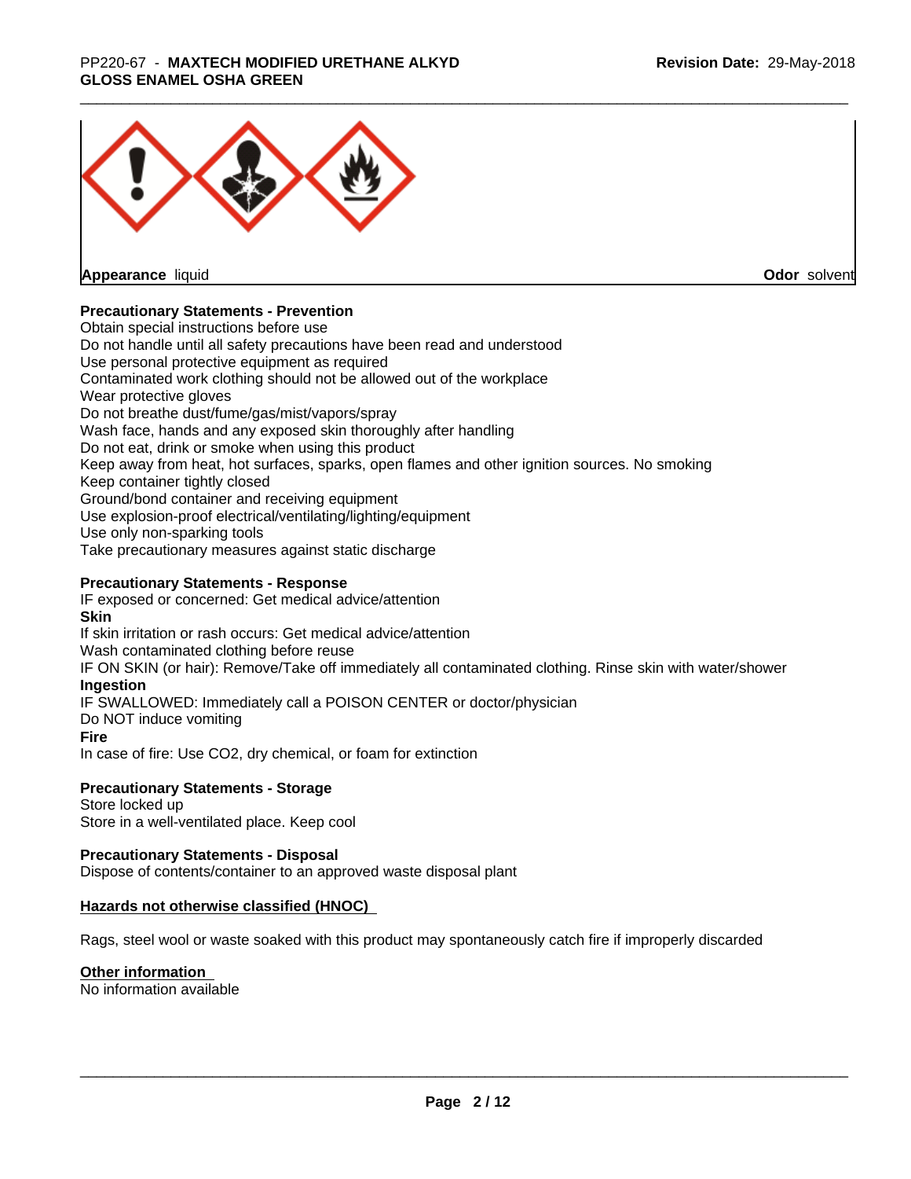**Appearance** liquid **Odor** solvent

**Precautionary Statements - Prevention**

Obtain special instructions before use
Do not handle until all safety precautions have been read and understood
Use personal protective equipment as required
Contaminated work clothing should not be allowed out of the workplace
Wear protective gloves
Do not breathe dust/fume/gas/mist/vapors/spray
Wash face, hands and any exposed skin thoroughly after handling
Do not eat, drink or smoke when using this product
Keep away from heat, hot surfaces, sparks, open flames and other ignition sources. No smoking
Keep container tightly closed
Ground/bond container and receiving equipment
Use explosion-proof electrical/ventilating/lighting/equipment
Use only non-sparking tools
Take precautionary measures against static discharge

**Precautionary Statements - Response**

IF exposed or concerned: Get medical advice/attention

**Skin**

If skin irritation or rash occurs: Get medical advice/attention
Wash contaminated clothing before reuse
IF ON SKIN (or hair): Remove/Take off immediately all contaminated clothing. Rinse skin with water/shower

**Ingestion**

IF SWALLOWED: Immediately call a POISON CENTER or doctor/physician
Do NOT induce vomiting

**Fire**

In case of fire: Use CO2, dry chemical, or foam for extinction

**Precautionary Statements - Storage**

Store locked up
Store in a well-ventilated place. Keep cool

**Precautionary Statements - Disposal**

Dispose of contents/container to an approved waste disposal plant

**Hazards not otherwise classified (HNOC)**

Rags, steel wool or waste soaked with this product may spontaneously catch fire if improperly discarded

**Other information**

No information available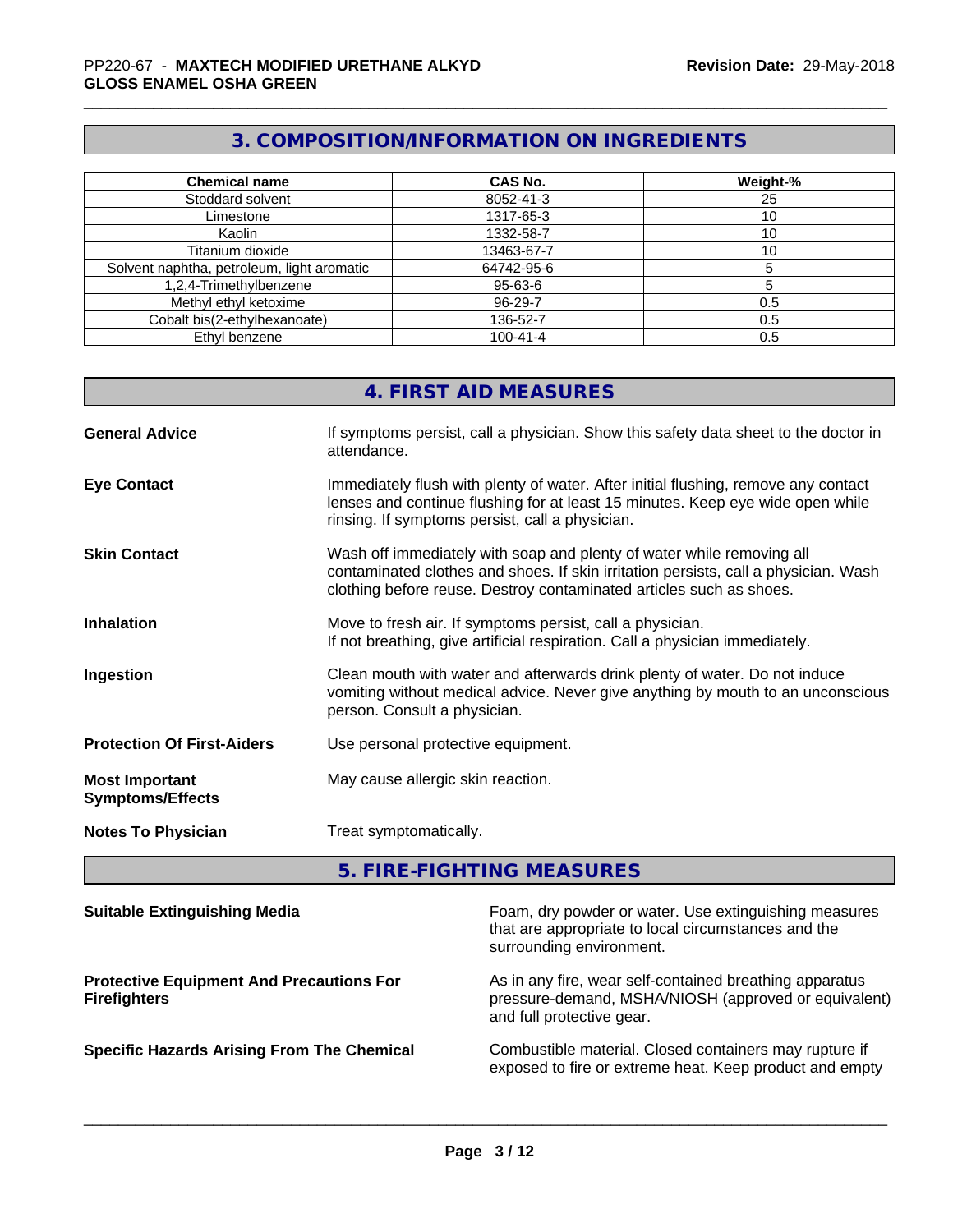## 3. COMPOSITION/INFORMATION ON INGREDIENTS

| Chemical name | CAS No. | Weight-% |
| --- | --- | --- |
| Stoddard solvent | 8052-41-3 | 25 |
| Limestone | 1317-65-3 | 10 |
| Kaolin | 1332-58-7 | 10 |
| Titanium dioxide | 13463-67-7 | 10 |
| Solvent naphtha, petroleum, light aromatic | 64742-95-6 | 5 |
| 1,2,4-Trimethylbenzene | 95-63-6 | 5 |
| Methyl ethyl ketoxime | 96-29-7 | 0.5 |
| Cobalt bis(2-ethylhexanoate) | 136-52-7 | 0.5 |
| Ethyl benzene | 100-41-4 | 0.5 |

## 4. FIRST AID MEASURES

**General Advice** If symptoms persist, call a physician. Show this safety data sheet to the doctor in attendance.

**Eye Contact** Immediately flush with plenty of water. After initial flushing, remove any contact lenses and continue flushing for at least 15 minutes. Keep eye wide open while rinsing. If symptoms persist, call a physician.

**Skin Contact** Wash off immediately with soap and plenty of water while removing all contaminated clothes and shoes. If skin irritation persists, call a physician. Wash clothing before reuse. Destroy contaminated articles such as shoes.

**Inhalation** Move to fresh air. If symptoms persist, call a physician.
If not breathing, give artificial respiration. Call a physician immediately.

**Ingestion** Clean mouth with water and afterwards drink plenty of water. Do not induce vomiting without medical advice. Never give anything by mouth to an unconscious person. Consult a physician.

**Protection Of First-Aiders** Use personal protective equipment.

**Most Important Symptoms/Effects** May cause allergic skin reaction.

**Notes To Physician** Treat symptomatically.

## 5. FIRE-FIGHTING MEASURES

**Suitable Extinguishing Media** Foam, dry powder or water. Use extinguishing measures that are appropriate to local circumstances and the surrounding environment.

**Protective Equipment And Precautions For Firefighters** As in any fire, wear self-contained breathing apparatus pressure-demand, MSHA/NIOSH (approved or equivalent) and full protective gear.

**Specific Hazards Arising From The Chemical** Combustible material. Closed containers may rupture if exposed to fire or extreme heat. Keep product and empty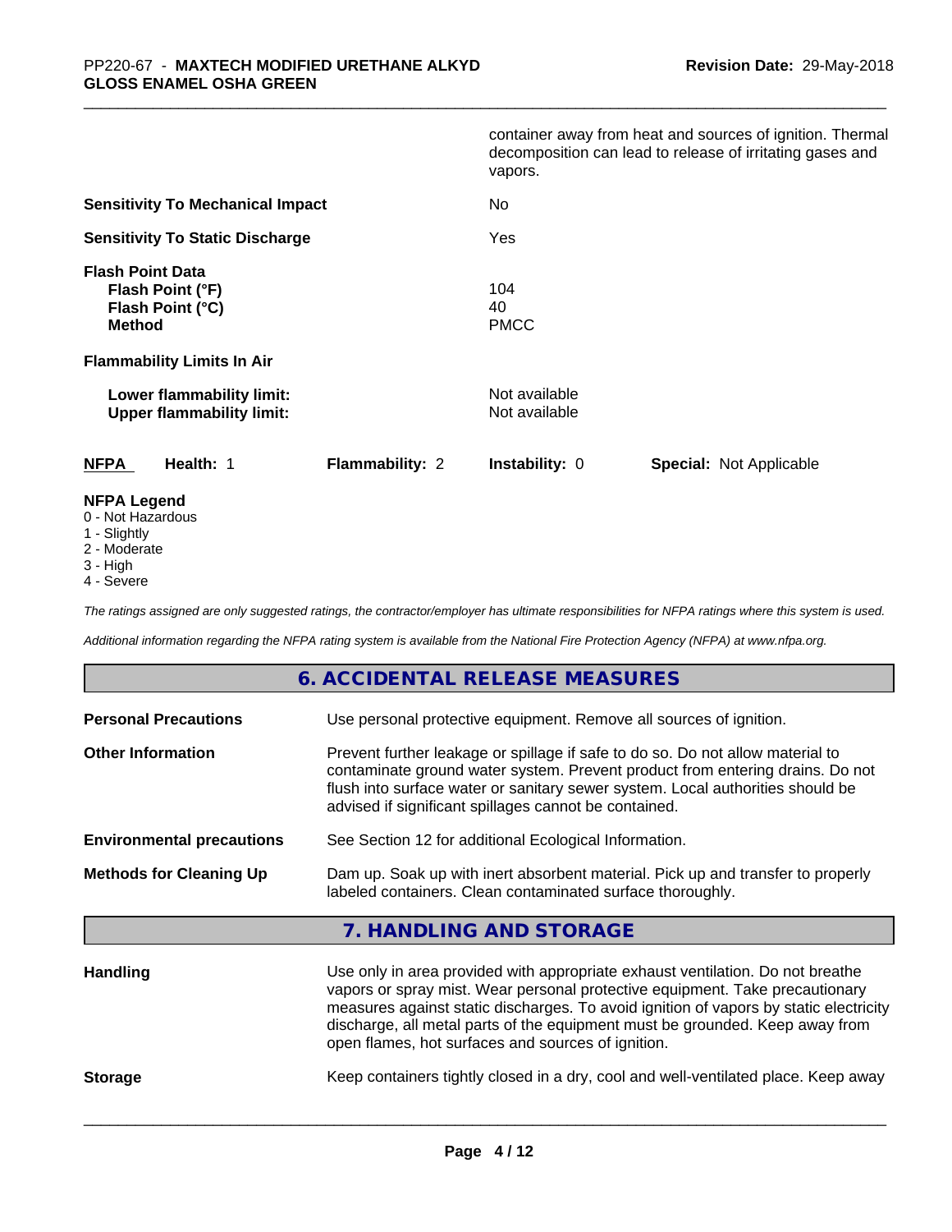| | |
|---|---|
| | container away from heat and sources of ignition. Thermal decomposition can lead to release of irritating gases and vapors. |
| **Sensitivity To Mechanical Impact** | No |
| **Sensitivity To Static Discharge** | Yes |

**Flash Point Data**

| | |
|---|---|
| **Flash Point (°F)** | 104 |
| **Flash Point (°C)** | 40 |
| **Method** | PMCC |

**Flammability Limits In Air**

| | |
|---|---|
| **Lower flammability limit:** | Not available |
| **Upper flammability limit:** | Not available |

| **NFPA** | **Health:** 1 | **Flammability:** 2 | **Instability:** 0 | **Special:** Not Applicable |
|---|---|---|---|---|

**NFPA Legend**

- 0 - Not Hazardous
- 1 - Slightly
- 2 - Moderate
- 3 - High
- 4 - Severe

*The ratings assigned are only suggested ratings, the contractor/employer has ultimate responsibilities for NFPA ratings where this system is used.*

*Additional information regarding the NFPA rating system is available from the National Fire Protection Agency (NFPA) at www.nfpa.org.*

## 6. ACCIDENTAL RELEASE MEASURES

| | |
|---|---|
| **Personal Precautions** | Use personal protective equipment. Remove all sources of ignition. |
| **Other Information** | Prevent further leakage or spillage if safe to do so. Do not allow material to contaminate ground water system. Prevent product from entering drains. Do not flush into surface water or sanitary sewer system. Local authorities should be advised if significant spillages cannot be contained. |
| **Environmental precautions** | See Section 12 for additional Ecological Information. |
| **Methods for Cleaning Up** | Dam up. Soak up with inert absorbent material. Pick up and transfer to properly labeled containers. Clean contaminated surface thoroughly. |

## 7. HANDLING AND STORAGE

| | |
|---|---|
| **Handling** | Use only in area provided with appropriate exhaust ventilation. Do not breathe vapors or spray mist. Wear personal protective equipment. Take precautionary measures against static discharges. To avoid ignition of vapors by static electricity discharge, all metal parts of the equipment must be grounded. Keep away from open flames, hot surfaces and sources of ignition. |
| **Storage** | Keep containers tightly closed in a dry, cool and well-ventilated place. Keep away |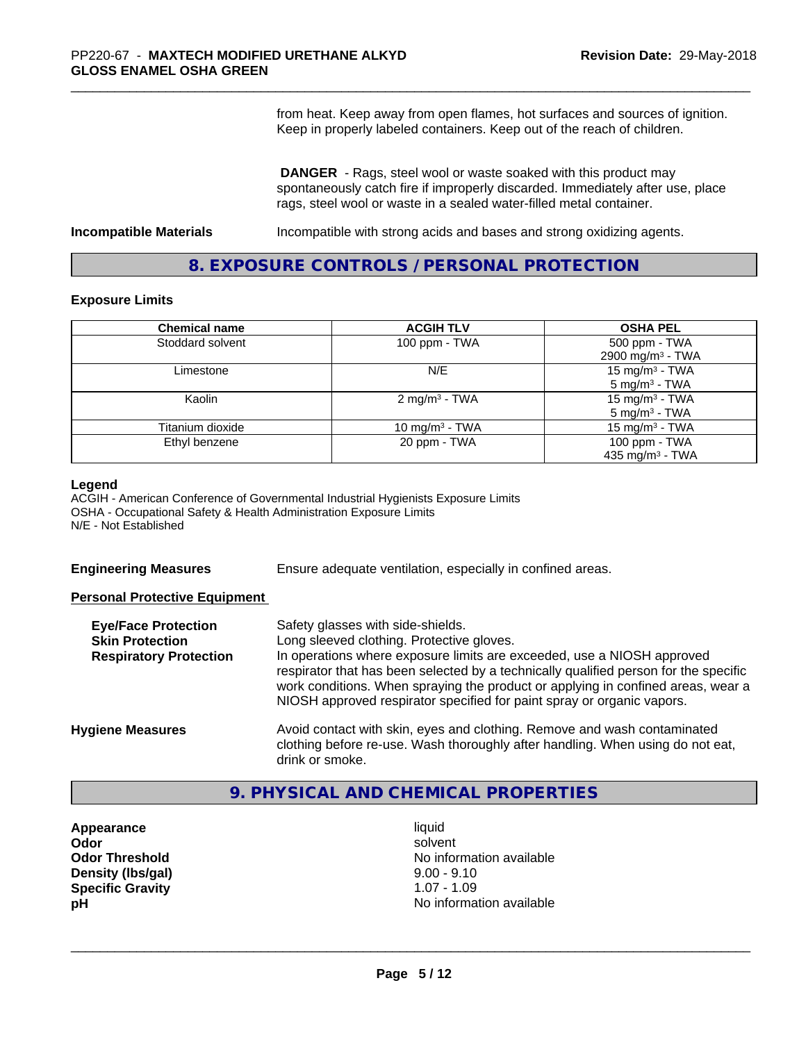from heat. Keep away from open flames, hot surfaces and sources of ignition. Keep in properly labeled containers. Keep out of the reach of children.

**DANGER** - Rags, steel wool or waste soaked with this product may spontaneously catch fire if improperly discarded. Immediately after use, place rags, steel wool or waste in a sealed water-filled metal container.

**Incompatible Materials** Incompatible with strong acids and bases and strong oxidizing agents.

## 8. EXPOSURE CONTROLS / PERSONAL PROTECTION

### Exposure Limits

| Chemical name | ACGIH TLV | OSHA PEL |
|---|---|---|
| Stoddard solvent | 100 ppm - TWA | 500 ppm - TWA<br>2900 mg/m$^3$ - TWA |
| Limestone | N/E | 15 mg/m$^3$ - TWA<br>5 mg/m$^3$ - TWA |
| Kaolin | 2 mg/m$^3$ - TWA | 15 mg/m$^3$ - TWA<br>5 mg/m$^3$ - TWA |
| Titanium dioxide | 10 mg/m$^3$ - TWA | 15 mg/m$^3$ - TWA |
| Ethyl benzene | 20 ppm - TWA | 100 ppm - TWA<br>435 mg/m$^3$ - TWA |

**Legend**
ACGIH - American Conference of Governmental Industrial Hygienists Exposure Limits
OSHA - Occupational Safety & Health Administration Exposure Limits
N/E - Not Established

**Engineering Measures** Ensure adequate ventilation, especially in confined areas.

**Personal Protective Equipment**

**Eye/Face Protection** Safety glasses with side-shields.

**Skin Protection** Long sleeved clothing. Protective gloves.

**Respiratory Protection** In operations where exposure limits are exceeded, use a NIOSH approved respirator that has been selected by a technically qualified person for the specific work conditions. When spraying the product or applying in confined areas, wear a NIOSH approved respirator specified for paint spray or organic vapors.

**Hygiene Measures** Avoid contact with skin, eyes and clothing. Remove and wash contaminated clothing before re-use. Wash thoroughly after handling. When using do not eat, drink or smoke.

## 9. PHYSICAL AND CHEMICAL PROPERTIES

| | |
|---|---|
| **Appearance** | liquid |
| **Odor** | solvent |
| **Odor Threshold** | No information available |
| **Density (lbs/gal)** | 9.00 - 9.10 |
| **Specific Gravity** | 1.07 - 1.09 |
| **pH** | No information available |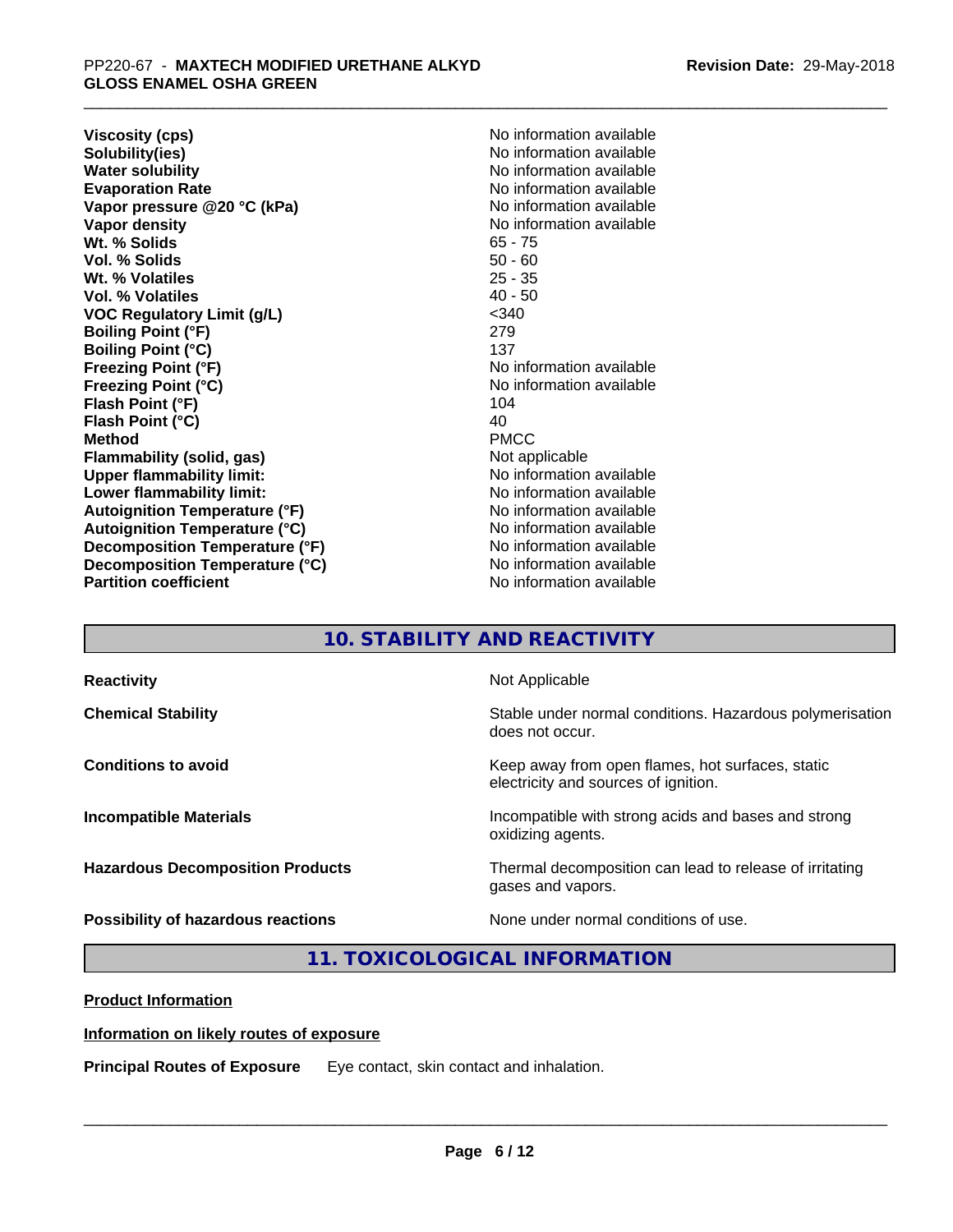| | |
|---|---|
| **Viscosity (cps)** | No information available |
| **Solubility(ies)** | No information available |
| **Water solubility** | No information available |
| **Evaporation Rate** | No information available |
| **Vapor pressure @20 °C (kPa)** | No information available |
| **Vapor density** | No information available |
| **Wt. % Solids** | 65 - 75 |
| **Vol. % Solids** | 50 - 60 |
| **Wt. % Volatiles** | 25 - 35 |
| **Vol. % Volatiles** | 40 - 50 |
| **VOC Regulatory Limit (g/L)** | <340 |
| **Boiling Point (°F)** | 279 |
| **Boiling Point (°C)** | 137 |
| **Freezing Point (°F)** | No information available |
| **Freezing Point (°C)** | No information available |
| **Flash Point (°F)** | 104 |
| **Flash Point (°C)** | 40 |
| **Method** | PMCC |
| **Flammability (solid, gas)** | Not applicable |
| **Upper flammability limit:** | No information available |
| **Lower flammability limit:** | No information available |
| **Autoignition Temperature (°F)** | No information available |
| **Autoignition Temperature (°C)** | No information available |
| **Decomposition Temperature (°F)** | No information available |
| **Decomposition Temperature (°C)** | No information available |
| **Partition coefficient** | No information available |

## 10. STABILITY AND REACTIVITY

| | |
|---|---|
| **Reactivity** | Not Applicable |
| **Chemical Stability** | Stable under normal conditions. Hazardous polymerisation does not occur. |
| **Conditions to avoid** | Keep away from open flames, hot surfaces, static electricity and sources of ignition. |
| **Incompatible Materials** | Incompatible with strong acids and bases and strong oxidizing agents. |
| **Hazardous Decomposition Products** | Thermal decomposition can lead to release of irritating gases and vapors. |
| **Possibility of hazardous reactions** | None under normal conditions of use. |

## 11. TOXICOLOGICAL INFORMATION

**Product Information**

**Information on likely routes of exposure**

**Principal Routes of Exposure** Eye contact, skin contact and inhalation.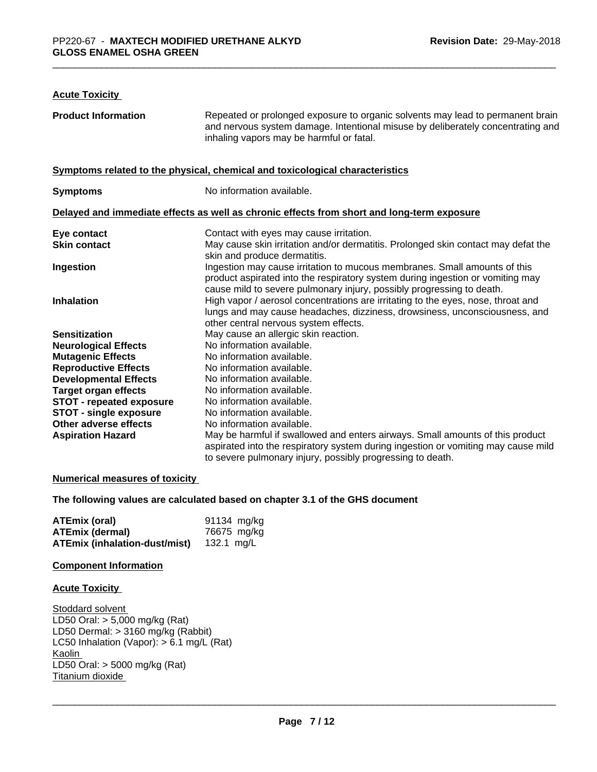### Acute Toxicity

| | |
|---|---|
| **Product Information** | Repeated or prolonged exposure to organic solvents may lead to permanent brain and nervous system damage. Intentional misuse by deliberately concentrating and inhaling vapors may be harmful or fatal. |

### Symptoms related to the physical, chemical and toxicological characteristics

| | |
|---|---|
| **Symptoms** | No information available. |

### Delayed and immediate effects as well as chronic effects from short and long-term exposure

| | |
|---|---|
| **Eye contact** | Contact with eyes may cause irritation. |
| **Skin contact** | May cause skin irritation and/or dermatitis. Prolonged skin contact may defat the skin and produce dermatitis. |
| **Ingestion** | Ingestion may cause irritation to mucous membranes. Small amounts of this product aspirated into the respiratory system during ingestion or vomiting may cause mild to severe pulmonary injury, possibly progressing to death. |
| **Inhalation** | High vapor / aerosol concentrations are irritating to the eyes, nose, throat and lungs and may cause headaches, dizziness, drowsiness, unconsciousness, and other central nervous system effects. |
| **Sensitization** | May cause an allergic skin reaction. |
| **Neurological Effects** | No information available. |
| **Mutagenic Effects** | No information available. |
| **Reproductive Effects** | No information available. |
| **Developmental Effects** | No information available. |
| **Target organ effects** | No information available. |
| **STOT - repeated exposure** | No information available. |
| **STOT - single exposure** | No information available. |
| **Other adverse effects** | No information available. |
| **Aspiration Hazard** | May be harmful if swallowed and enters airways. Small amounts of this product aspirated into the respiratory system during ingestion or vomiting may cause mild to severe pulmonary injury, possibly progressing to death. |

### Numerical measures of toxicity

**The following values are calculated based on chapter 3.1 of the GHS document**

| | |
|---|---|
| **ATEmix (oral)** | 91134 mg/kg |
| **ATEmix (dermal)** | 76675 mg/kg |
| **ATEmix (inhalation-dust/mist)** | 132.1 mg/L |

### Component Information

### Acute Toxicity

Stoddard solvent
LD50 Oral: > 5,000 mg/kg (Rat)
LD50 Dermal: > 3160 mg/kg (Rabbit)
LC50 Inhalation (Vapor): > 6.1 mg/L (Rat)
Kaolin
LD50 Oral: > 5000 mg/kg (Rat)
Titanium dioxide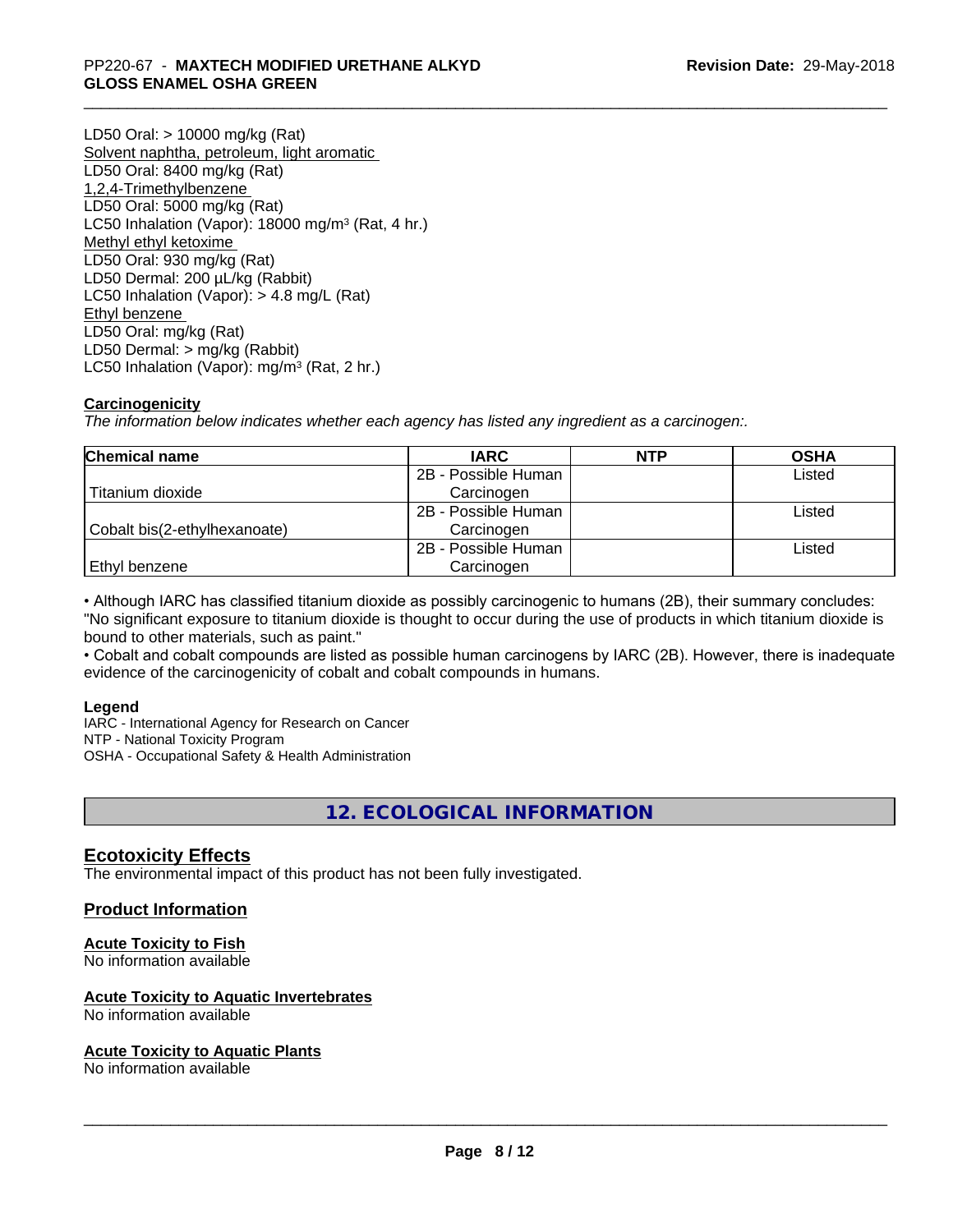LD50 Oral: > 10000 mg/kg (Rat)
Solvent naphtha, petroleum, light aromatic
LD50 Oral: 8400 mg/kg (Rat)
1,2,4-Trimethylbenzene
LD50 Oral: 5000 mg/kg (Rat)
LC50 Inhalation (Vapor): 18000 mg/m³ (Rat, 4 hr.)
Methyl ethyl ketoxime
LD50 Oral: 930 mg/kg (Rat)
LD50 Dermal: 200 µL/kg (Rabbit)
LC50 Inhalation (Vapor): > 4.8 mg/L (Rat)
Ethyl benzene
LD50 Oral: mg/kg (Rat)
LD50 Dermal: > mg/kg (Rabbit)
LC50 Inhalation (Vapor): mg/m³ (Rat, 2 hr.)

**Carcinogenicity**

*The information below indicates whether each agency has listed any ingredient as a carcinogen:.*

| Chemical name | IARC | NTP | OSHA |
|---|---|---|---|
| Titanium dioxide | 2B - Possible Human Carcinogen | | Listed |
| Cobalt bis(2-ethylhexanoate) | 2B - Possible Human Carcinogen | | Listed |
| Ethyl benzene | 2B - Possible Human Carcinogen | | Listed |

• Although IARC has classified titanium dioxide as possibly carcinogenic to humans (2B), their summary concludes: "No significant exposure to titanium dioxide is thought to occur during the use of products in which titanium dioxide is bound to other materials, such as paint."
• Cobalt and cobalt compounds are listed as possible human carcinogens by IARC (2B). However, there is inadequate evidence of the carcinogenicity of cobalt and cobalt compounds in humans.

**Legend**
IARC - International Agency for Research on Cancer
NTP - National Toxicity Program
OSHA - Occupational Safety & Health Administration

## 12. ECOLOGICAL INFORMATION

### Ecotoxicity Effects

The environmental impact of this product has not been fully investigated.

### Product Information

**Acute Toxicity to Fish**
No information available

**Acute Toxicity to Aquatic Invertebrates**
No information available

**Acute Toxicity to Aquatic Plants**
No information available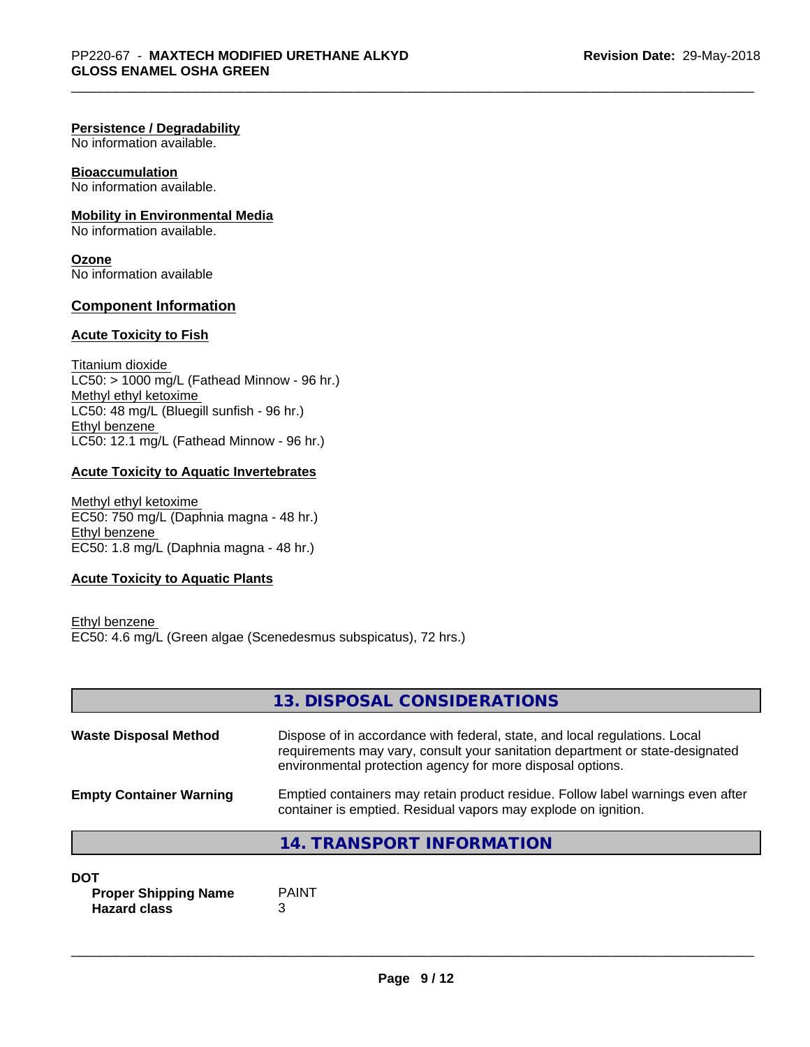**Persistence / Degradability**
No information available.

**Bioaccumulation**
No information available.

**Mobility in Environmental Media**
No information available.

**Ozone**
No information available

## Component Information

**Acute Toxicity to Fish**

Titanium dioxide
LC50: > 1000 mg/L (Fathead Minnow - 96 hr.)
Methyl ethyl ketoxime
LC50: 48 mg/L (Bluegill sunfish - 96 hr.)
Ethyl benzene
LC50: 12.1 mg/L (Fathead Minnow - 96 hr.)

**Acute Toxicity to Aquatic Invertebrates**

Methyl ethyl ketoxime
EC50: 750 mg/L (Daphnia magna - 48 hr.)
Ethyl benzene
EC50: 1.8 mg/L (Daphnia magna - 48 hr.)

**Acute Toxicity to Aquatic Plants**

Ethyl benzene
EC50: 4.6 mg/L (Green algae (Scenedesmus subspicatus), 72 hrs.)

## 13. DISPOSAL CONSIDERATIONS

| | |
|---|---|
| **Waste Disposal Method** | Dispose of in accordance with federal, state, and local regulations. Local requirements may vary, consult your sanitation department or state-designated environmental protection agency for more disposal options. |
| **Empty Container Warning** | Emptied containers may retain product residue. Follow label warnings even after container is emptied. Residual vapors may explode on ignition. |

## 14. TRANSPORT INFORMATION

**DOT**

| | |
|---|---|
| **Proper Shipping Name** | PAINT |
| **Hazard class** | 3 |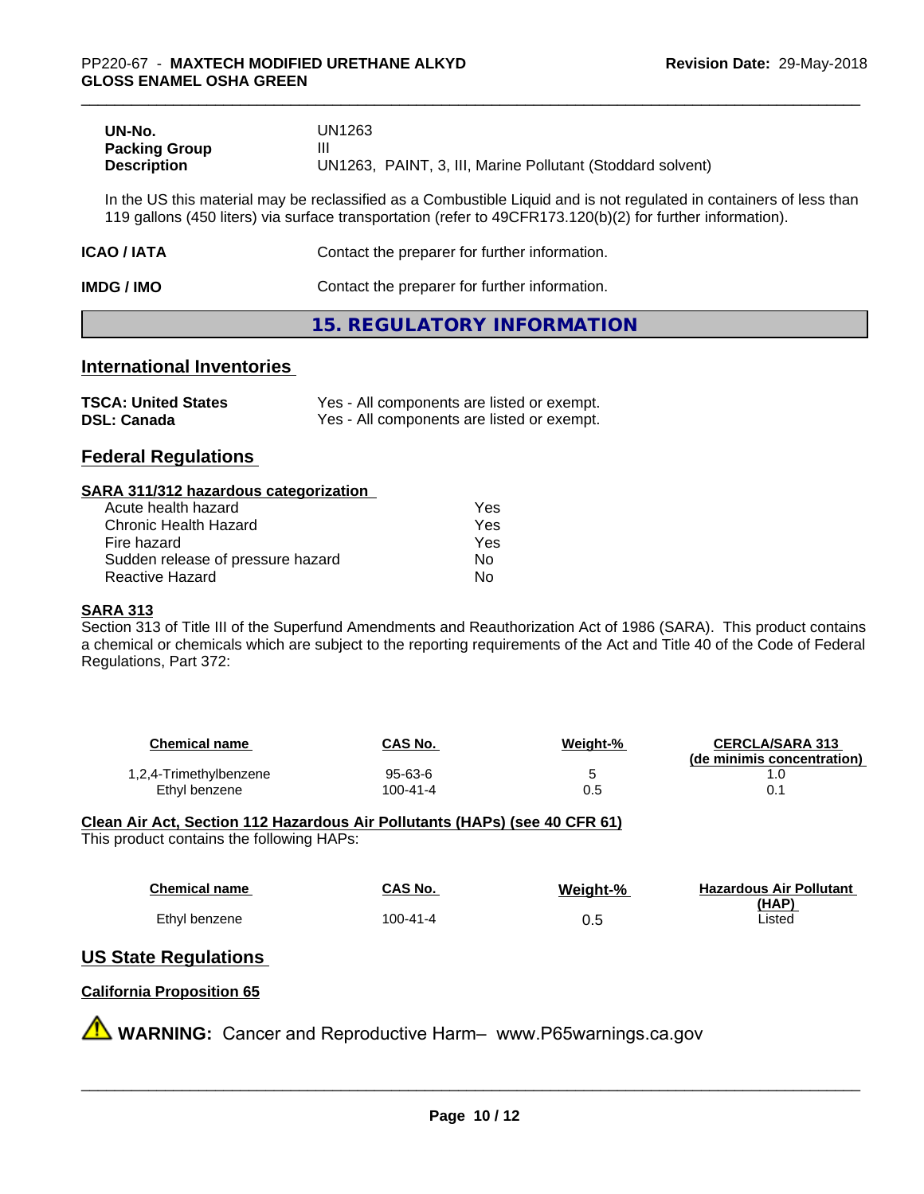| | |
|---|---|
| **UN-No.** | UN1263 |
| **Packing Group** | III |
| **Description** | UN1263, PAINT, 3, III, Marine Pollutant (Stoddard solvent) |

In the US this material may be reclassified as a Combustible Liquid and is not regulated in containers of less than 119 gallons (450 liters) via surface transportation (refer to 49CFR173.120(b)(2) for further information).

| | |
|---|---|
| **ICAO / IATA** | Contact the preparer for further information. |
| **IMDG / IMO** | Contact the preparer for further information. |

# 15. REGULATORY INFORMATION

## International Inventories

| | |
|---|---|
| **TSCA: United States** | Yes - All components are listed or exempt. |
| **DSL: Canada** | Yes - All components are listed or exempt. |

## Federal Regulations

### SARA 311/312 hazardous categorization

| | |
|---|---|
| Acute health hazard | Yes |
| Chronic Health Hazard | Yes |
| Fire hazard | Yes |
| Sudden release of pressure hazard | No |
| Reactive Hazard | No |

### SARA 313

Section 313 of Title III of the Superfund Amendments and Reauthorization Act of 1986 (SARA). This product contains a chemical or chemicals which are subject to the reporting requirements of the Act and Title 40 of the Code of Federal Regulations, Part 372:

| Chemical name | CAS No. | Weight-% | CERCLA/SARA 313 (de minimis concentration) |
|---|---|---|---|
| 1,2,4-Trimethylbenzene | 95-63-6 | 5 | 1.0 |
| Ethyl benzene | 100-41-4 | 0.5 | 0.1 |

### Clean Air Act, Section 112 Hazardous Air Pollutants (HAPs) (see 40 CFR 61)

This product contains the following HAPs:

| Chemical name | CAS No. | Weight-% | Hazardous Air Pollutant (HAP) |
|---|---|---|---|
| Ethyl benzene | 100-41-4 | 0.5 | Listed |

## US State Regulations

### California Proposition 65

⚠ **WARNING:** Cancer and Reproductive Harm– www.P65warnings.ca.gov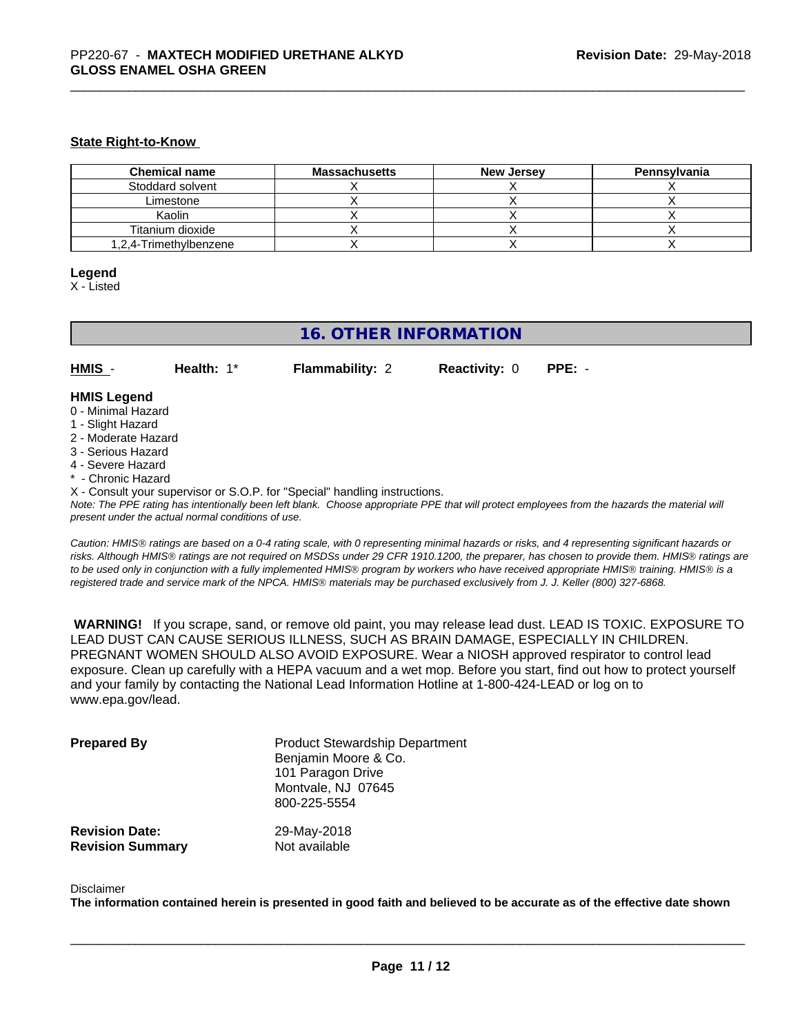**State Right-to-Know**

| Chemical name | Massachusetts | New Jersey | Pennsylvania |
|---|---|---|---|
| Stoddard solvent | X | X | X |
| Limestone | X | X | X |
| Kaolin | X | X | X |
| Titanium dioxide | X | X | X |
| 1,2,4-Trimethylbenzene | X | X | X |

**Legend**
X - Listed

## 16. OTHER INFORMATION

**HMIS** - **Health:** 1* **Flammability:** 2 **Reactivity:** 0 **PPE:** -

**HMIS Legend**
0 - Minimal Hazard
1 - Slight Hazard
2 - Moderate Hazard
3 - Serious Hazard
4 - Severe Hazard
* - Chronic Hazard
X - Consult your supervisor or S.O.P. for "Special" handling instructions.
*Note: The PPE rating has intentionally been left blank. Choose appropriate PPE that will protect employees from the hazards the material will present under the actual normal conditions of use.*

*Caution: HMIS® ratings are based on a 0-4 rating scale, with 0 representing minimal hazards or risks, and 4 representing significant hazards or risks. Although HMIS® ratings are not required on MSDSs under 29 CFR 1910.1200, the preparer, has chosen to provide them. HMIS® ratings are to be used only in conjunction with a fully implemented HMIS® program by workers who have received appropriate HMIS® training. HMIS® is a registered trade and service mark of the NPCA. HMIS® materials may be purchased exclusively from J. J. Keller (800) 327-6868.*

**WARNING!** If you scrape, sand, or remove old paint, you may release lead dust. LEAD IS TOXIC. EXPOSURE TO LEAD DUST CAN CAUSE SERIOUS ILLNESS, SUCH AS BRAIN DAMAGE, ESPECIALLY IN CHILDREN. PREGNANT WOMEN SHOULD ALSO AVOID EXPOSURE. Wear a NIOSH approved respirator to control lead exposure. Clean up carefully with a HEPA vacuum and a wet mop. Before you start, find out how to protect yourself and your family by contacting the National Lead Information Hotline at 1-800-424-LEAD or log on to www.epa.gov/lead.

**Prepared By** Product Stewardship Department
Benjamin Moore & Co.
101 Paragon Drive
Montvale, NJ 07645
800-225-5554

**Revision Date:** 29-May-2018
**Revision Summary** Not available

Disclaimer
**The information contained herein is presented in good faith and believed to be accurate as of the effective date shown**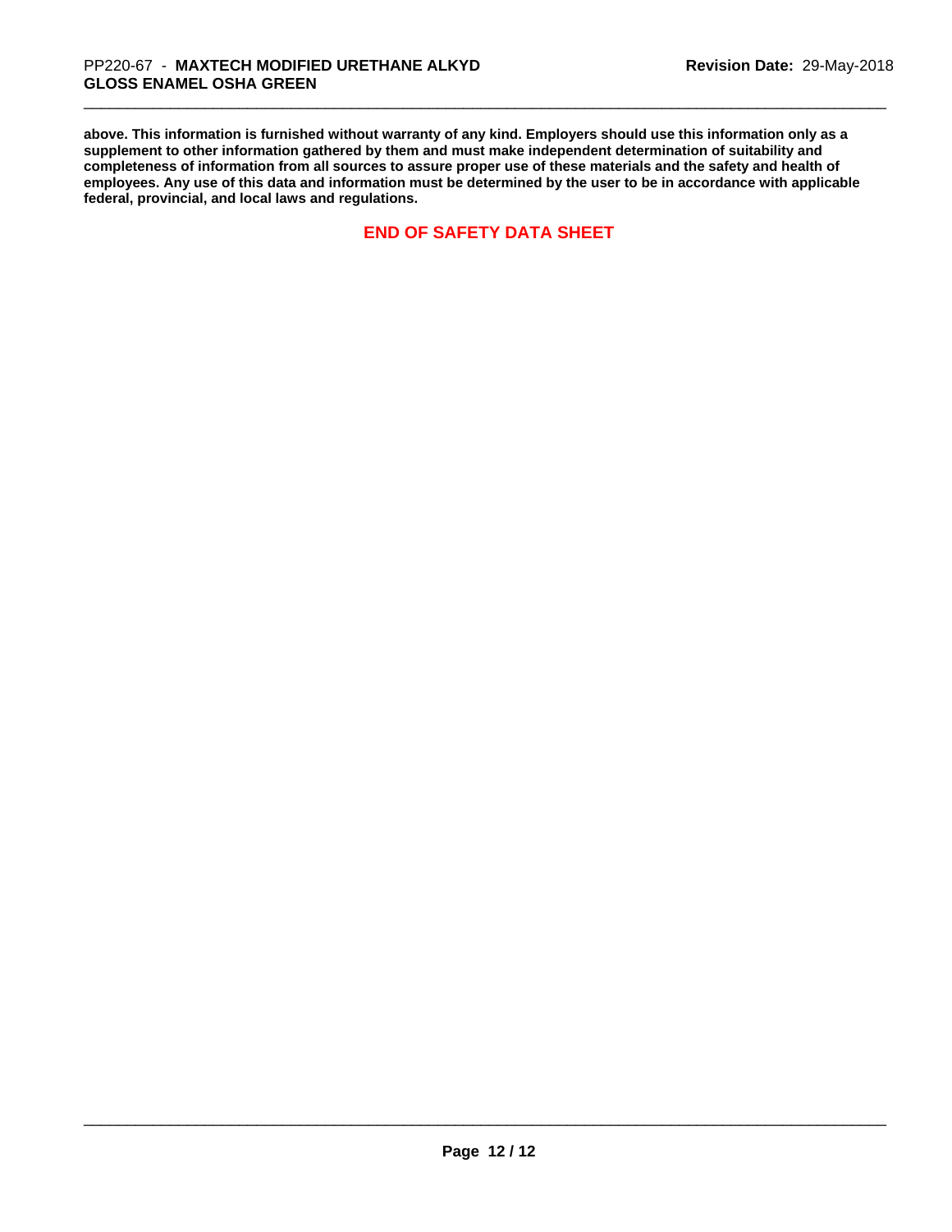**above. This information is furnished without warranty of any kind. Employers should use this information only as a supplement to other information gathered by them and must make independent determination of suitability and completeness of information from all sources to assure proper use of these materials and the safety and health of employees. Any use of this data and information must be determined by the user to be in accordance with applicable federal, provincial, and local laws and regulations.**

**END OF SAFETY DATA SHEET**